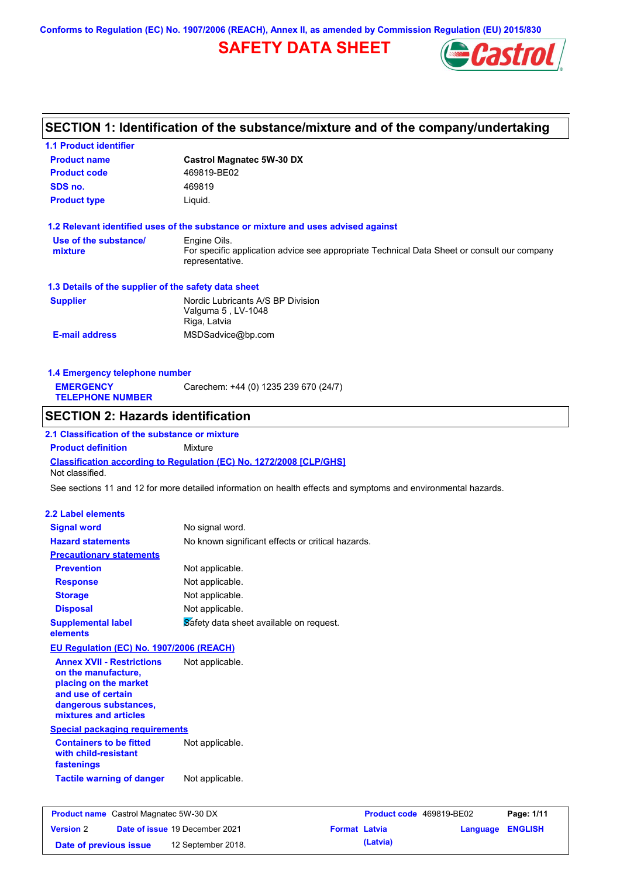Conforms to Regulation (EC) No. 1907/2006 (REACH), Annex II, as amended by Commission Regulation (EU) 2015/830

# SAFETY DATA SHEET

## SECTION 1: Identification of the substance/mixture and of the company/undertaking

### 1.1 Product identifier

| | |
|---|---|
| **Product name** | **Castrol Magnatec 5W-30 DX** |
| **Product code** | 469819-BE02 |
| **SDS no.** | 469819 |
| **Product type** | Liquid. |

### 1.2 Relevant identified uses of the substance or mixture and uses advised against

| | |
|---|---|
| **Use of the substance/ mixture** | Engine Oils. For specific application advice see appropriate Technical Data Sheet or consult our company representative. |

### 1.3 Details of the supplier of the safety data sheet

| | |
|---|---|
| **Supplier** | Nordic Lubricants A/S BP Division Valguma 5 , LV-1048 Riga, Latvia |
| **E-mail address** | MSDSadvice@bp.com |

### 1.4 Emergency telephone number

| | |
|---|---|
| **EMERGENCY TELEPHONE NUMBER** | Carechem: +44 (0) 1235 239 670 (24/7) |

## SECTION 2: Hazards identification

### 2.1 Classification of the substance or mixture

**Product definition** Mixture

**Classification according to Regulation (EC) No. 1272/2008 [CLP/GHS]**

Not classified.

See sections 11 and 12 for more detailed information on health effects and symptoms and environmental hazards.

### 2.2 Label elements

| | |
|---|---|
| **Signal word** | No signal word. |
| **Hazard statements** | No known significant effects or critical hazards. |
| **Precautionary statements** | |
| **Prevention** | Not applicable. |
| **Response** | Not applicable. |
| **Storage** | Not applicable. |
| **Disposal** | Not applicable. |
| **Supplemental label elements** | Safety data sheet available on request. |

**EU Regulation (EC) No. 1907/2006 (REACH)**

| | |
|---|---|
| **Annex XVII - Restrictions on the manufacture, placing on the market and use of certain dangerous substances, mixtures and articles** | Not applicable. |

**Special packaging requirements**

| | |
|---|---|
| **Containers to be fitted with child-resistant fastenings** | Not applicable. |
| **Tactile warning of danger** | Not applicable. |

| | | | |
|---|---|---|---|
| **Product name** Castrol Magnatec 5W-30 DX | | **Product code** 469819-BE02 | |
| **Version** 2 | **Date of issue** 19 December 2021 | **Format** Latvia (Latvia) | **Language** ENGLISH |
| **Date of previous issue** | 12 September 2018. | | |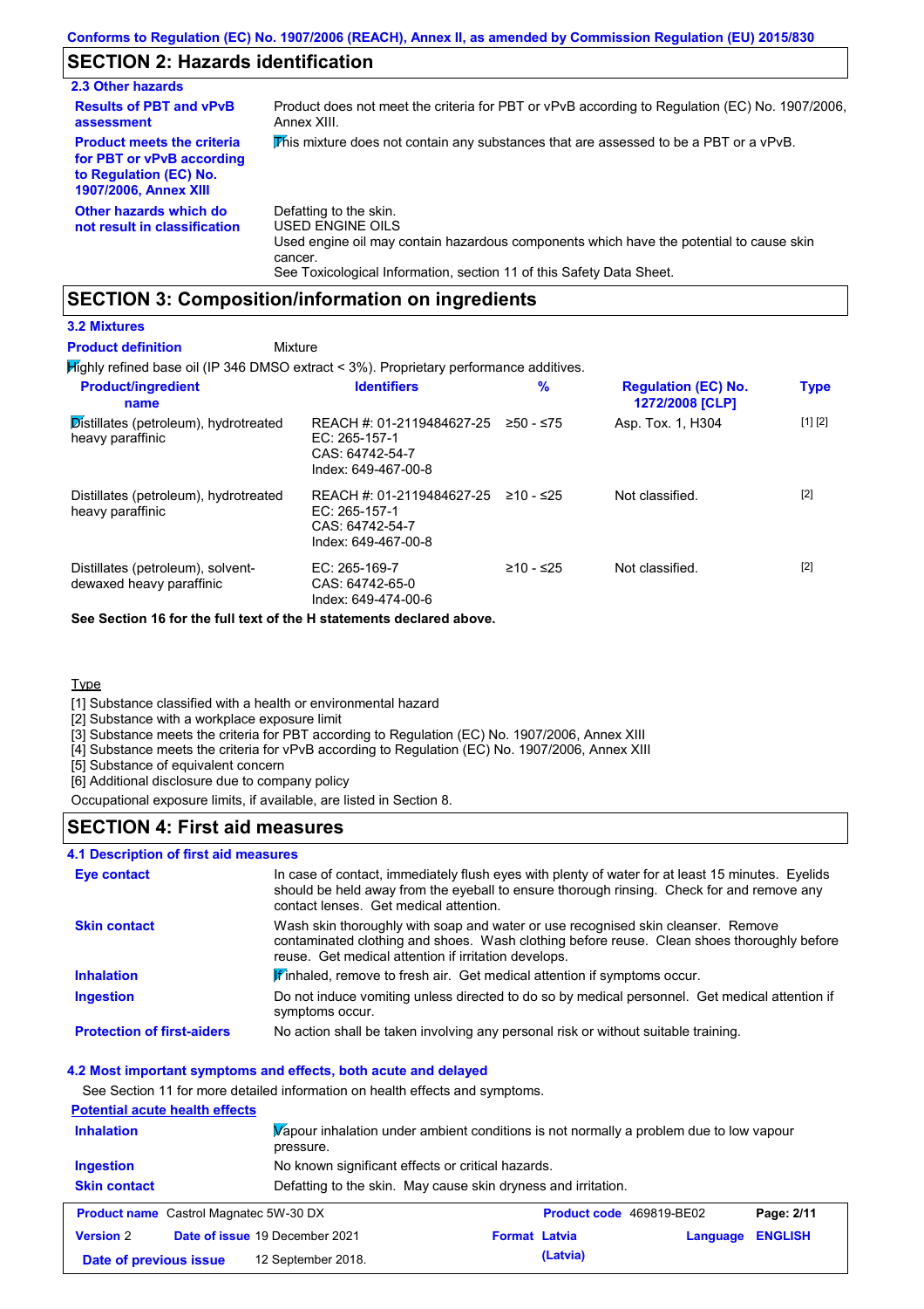## SECTION 2: Hazards identification

### 2.3 Other hazards

**Results of PBT and vPvB assessment**
Product does not meet the criteria for PBT or vPvB according to Regulation (EC) No. 1907/2006, Annex XIII.

**Product meets the criteria for PBT or vPvB according to Regulation (EC) No. 1907/2006, Annex XIII**
This mixture does not contain any substances that are assessed to be a PBT or a vPvB.

**Other hazards which do not result in classification**
Defatting to the skin.
USED ENGINE OILS
Used engine oil may contain hazardous components which have the potential to cause skin cancer.
See Toxicological Information, section 11 of this Safety Data Sheet.

## SECTION 3: Composition/information on ingredients

### 3.2 Mixtures

**Product definition** Mixture

Highly refined base oil (IP 346 DMSO extract < 3%). Proprietary performance additives.

| Product/ingredient name | Identifiers | % | Regulation (EC) No. 1272/2008 [CLP] | Type |
|---|---|---|---|---|
| Distillates (petroleum), hydrotreated heavy paraffinic | REACH #: 01-2119484627-25<br>EC: 265-157-1<br>CAS: 64742-54-7<br>Index: 649-467-00-8 | ≥50 - ≤75 | Asp. Tox. 1, H304 | [1] [2] |
| Distillates (petroleum), hydrotreated heavy paraffinic | REACH #: 01-2119484627-25<br>EC: 265-157-1<br>CAS: 64742-54-7<br>Index: 649-467-00-8 | ≥10 - ≤25 | Not classified. | [2] |
| Distillates (petroleum), solvent-dewaxed heavy paraffinic | EC: 265-169-7<br>CAS: 64742-65-0<br>Index: 649-474-00-6 | ≥10 - ≤25 | Not classified. | [2] |

**See Section 16 for the full text of the H statements declared above.**

Type

[1] Substance classified with a health or environmental hazard
[2] Substance with a workplace exposure limit
[3] Substance meets the criteria for PBT according to Regulation (EC) No. 1907/2006, Annex XIII
[4] Substance meets the criteria for vPvB according to Regulation (EC) No. 1907/2006, Annex XIII
[5] Substance of equivalent concern
[6] Additional disclosure due to company policy

Occupational exposure limits, if available, are listed in Section 8.

## SECTION 4: First aid measures

### 4.1 Description of first aid measures

**Eye contact**
In case of contact, immediately flush eyes with plenty of water for at least 15 minutes. Eyelids should be held away from the eyeball to ensure thorough rinsing. Check for and remove any contact lenses. Get medical attention.

**Skin contact**
Wash skin thoroughly with soap and water or use recognised skin cleanser. Remove contaminated clothing and shoes. Wash clothing before reuse. Clean shoes thoroughly before reuse. Get medical attention if irritation develops.

**Inhalation**
If inhaled, remove to fresh air. Get medical attention if symptoms occur.

**Ingestion**
Do not induce vomiting unless directed to do so by medical personnel. Get medical attention if symptoms occur.

**Protection of first-aiders**
No action shall be taken involving any personal risk or without suitable training.

### 4.2 Most important symptoms and effects, both acute and delayed

See Section 11 for more detailed information on health effects and symptoms.

**Potential acute health effects**

**Inhalation**
Vapour inhalation under ambient conditions is not normally a problem due to low vapour pressure.

**Ingestion**
No known significant effects or critical hazards.

**Skin contact**
Defatting to the skin. May cause skin dryness and irritation.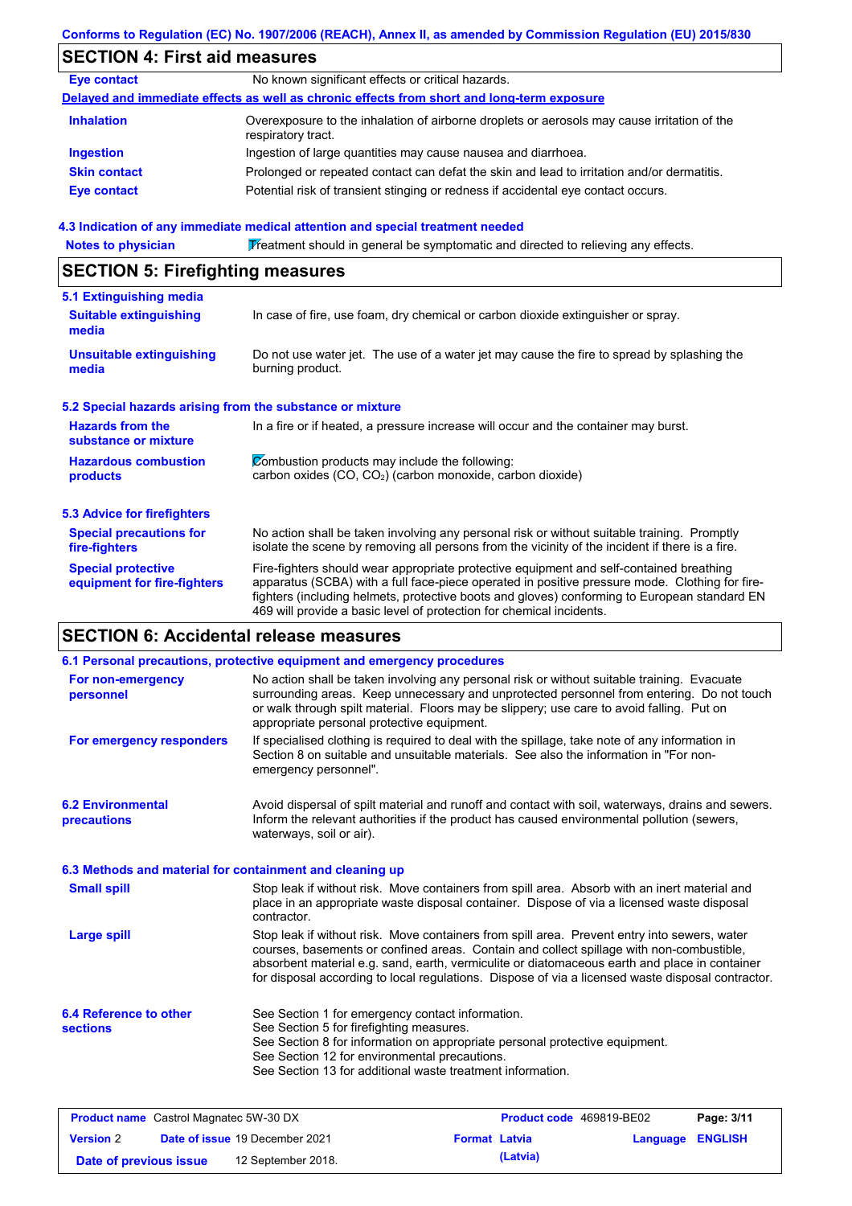## SECTION 4: First aid measures

| | |
|---|---|
| **Eye contact** | No known significant effects or critical hazards. |

**Delayed and immediate effects as well as chronic effects from short and long-term exposure**

| | |
|---|---|
| **Inhalation** | Overexposure to the inhalation of airborne droplets or aerosols may cause irritation of the respiratory tract. |
| **Ingestion** | Ingestion of large quantities may cause nausea and diarrhoea. |
| **Skin contact** | Prolonged or repeated contact can defat the skin and lead to irritation and/or dermatitis. |
| **Eye contact** | Potential risk of transient stinging or redness if accidental eye contact occurs. |

### 4.3 Indication of any immediate medical attention and special treatment needed

| | |
|---|---|
| **Notes to physician** | Treatment should in general be symptomatic and directed to relieving any effects. |

## SECTION 5: Firefighting measures

### 5.1 Extinguishing media

| | |
|---|---|
| **Suitable extinguishing media** | In case of fire, use foam, dry chemical or carbon dioxide extinguisher or spray. |
| **Unsuitable extinguishing media** | Do not use water jet. The use of a water jet may cause the fire to spread by splashing the burning product. |

### 5.2 Special hazards arising from the substance or mixture

| | |
|---|---|
| **Hazards from the substance or mixture** | In a fire or if heated, a pressure increase will occur and the container may burst. |
| **Hazardous combustion products** | Combustion products may include the following: carbon oxides (CO, $CO_2$) (carbon monoxide, carbon dioxide) |

### 5.3 Advice for firefighters

| | |
|---|---|
| **Special precautions for fire-fighters** | No action shall be taken involving any personal risk or without suitable training. Promptly isolate the scene by removing all persons from the vicinity of the incident if there is a fire. |
| **Special protective equipment for fire-fighters** | Fire-fighters should wear appropriate protective equipment and self-contained breathing apparatus (SCBA) with a full face-piece operated in positive pressure mode. Clothing for fire-fighters (including helmets, protective boots and gloves) conforming to European standard EN 469 will provide a basic level of protection for chemical incidents. |

## SECTION 6: Accidental release measures

### 6.1 Personal precautions, protective equipment and emergency procedures

| | |
|---|---|
| **For non-emergency personnel** | No action shall be taken involving any personal risk or without suitable training. Evacuate surrounding areas. Keep unnecessary and unprotected personnel from entering. Do not touch or walk through spilt material. Floors may be slippery; use care to avoid falling. Put on appropriate personal protective equipment. |
| **For emergency responders** | If specialised clothing is required to deal with the spillage, take note of any information in Section 8 on suitable and unsuitable materials. See also the information in "For non-emergency personnel". |

| | |
|---|---|
| **6.2 Environmental precautions** | Avoid dispersal of spilt material and runoff and contact with soil, waterways, drains and sewers. Inform the relevant authorities if the product has caused environmental pollution (sewers, waterways, soil or air). |

### 6.3 Methods and material for containment and cleaning up

| | |
|---|---|
| **Small spill** | Stop leak if without risk. Move containers from spill area. Absorb with an inert material and place in an appropriate waste disposal container. Dispose of via a licensed waste disposal contractor. |
| **Large spill** | Stop leak if without risk. Move containers from spill area. Prevent entry into sewers, water courses, basements or confined areas. Contain and collect spillage with non-combustible, absorbent material e.g. sand, earth, vermiculite or diatomaceous earth and place in container for disposal according to local regulations. Dispose of via a licensed waste disposal contractor. |

| | |
|---|---|
| **6.4 Reference to other sections** | See Section 1 for emergency contact information.<br>See Section 5 for firefighting measures.<br>See Section 8 for information on appropriate personal protective equipment.<br>See Section 12 for environmental precautions.<br>See Section 13 for additional waste treatment information. |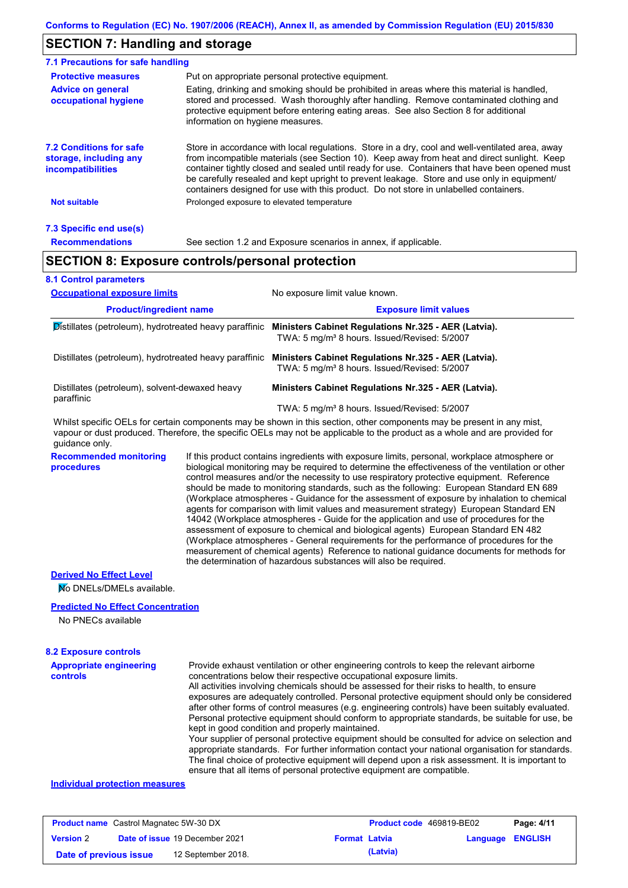## SECTION 7: Handling and storage

### 7.1 Precautions for safe handling

**Protective measures**
Put on appropriate personal protective equipment.

**Advice on general occupational hygiene**
Eating, drinking and smoking should be prohibited in areas where this material is handled, stored and processed. Wash thoroughly after handling. Remove contaminated clothing and protective equipment before entering eating areas. See also Section 8 for additional information on hygiene measures.

**7.2 Conditions for safe storage, including any incompatibilities**
Store in accordance with local regulations. Store in a dry, cool and well-ventilated area, away from incompatible materials (see Section 10). Keep away from heat and direct sunlight. Keep container tightly closed and sealed until ready for use. Containers that have been opened must be carefully resealed and kept upright to prevent leakage. Store and use only in equipment/ containers designed for use with this product. Do not store in unlabelled containers.

**Not suitable**
Prolonged exposure to elevated temperature

### 7.3 Specific end use(s)

**Recommendations**
See section 1.2 and Exposure scenarios in annex, if applicable.

## SECTION 8: Exposure controls/personal protection

### 8.1 Control parameters

**Occupational exposure limits**
No exposure limit value known.

| Product/ingredient name | Exposure limit values |
|---|---|
| Distillates (petroleum), hydrotreated heavy paraffinic | **Ministers Cabinet Regulations Nr.325 - AER (Latvia).** TWA: 5 mg/m³ 8 hours. Issued/Revised: 5/2007 |
| Distillates (petroleum), hydrotreated heavy paraffinic | **Ministers Cabinet Regulations Nr.325 - AER (Latvia).** TWA: 5 mg/m³ 8 hours. Issued/Revised: 5/2007 |
| Distillates (petroleum), solvent-dewaxed heavy paraffinic | **Ministers Cabinet Regulations Nr.325 - AER (Latvia).** TWA: 5 mg/m³ 8 hours. Issued/Revised: 5/2007 |

Whilst specific OELs for certain components may be shown in this section, other components may be present in any mist, vapour or dust produced. Therefore, the specific OELs may not be applicable to the product as a whole and are provided for guidance only.

**Recommended monitoring procedures**
If this product contains ingredients with exposure limits, personal, workplace atmosphere or biological monitoring may be required to determine the effectiveness of the ventilation or other control measures and/or the necessity to use respiratory protective equipment. Reference should be made to monitoring standards, such as the following: European Standard EN 689 (Workplace atmospheres - Guidance for the assessment of exposure by inhalation to chemical agents for comparison with limit values and measurement strategy) European Standard EN 14042 (Workplace atmospheres - Guide for the application and use of procedures for the assessment of exposure to chemical and biological agents) European Standard EN 482 (Workplace atmospheres - General requirements for the performance of procedures for the measurement of chemical agents) Reference to national guidance documents for methods for the determination of hazardous substances will also be required.

**Derived No Effect Level**

No DNELs/DMELs available.

**Predicted No Effect Concentration**

No PNECs available

### 8.2 Exposure controls

**Appropriate engineering controls**
Provide exhaust ventilation or other engineering controls to keep the relevant airborne concentrations below their respective occupational exposure limits.
All activities involving chemicals should be assessed for their risks to health, to ensure exposures are adequately controlled. Personal protective equipment should only be considered after other forms of control measures (e.g. engineering controls) have been suitably evaluated. Personal protective equipment should conform to appropriate standards, be suitable for use, be kept in good condition and properly maintained.
Your supplier of personal protective equipment should be consulted for advice on selection and appropriate standards. For further information contact your national organisation for standards. The final choice of protective equipment will depend upon a risk assessment. It is important to ensure that all items of personal protective equipment are compatible.

**Individual protection measures**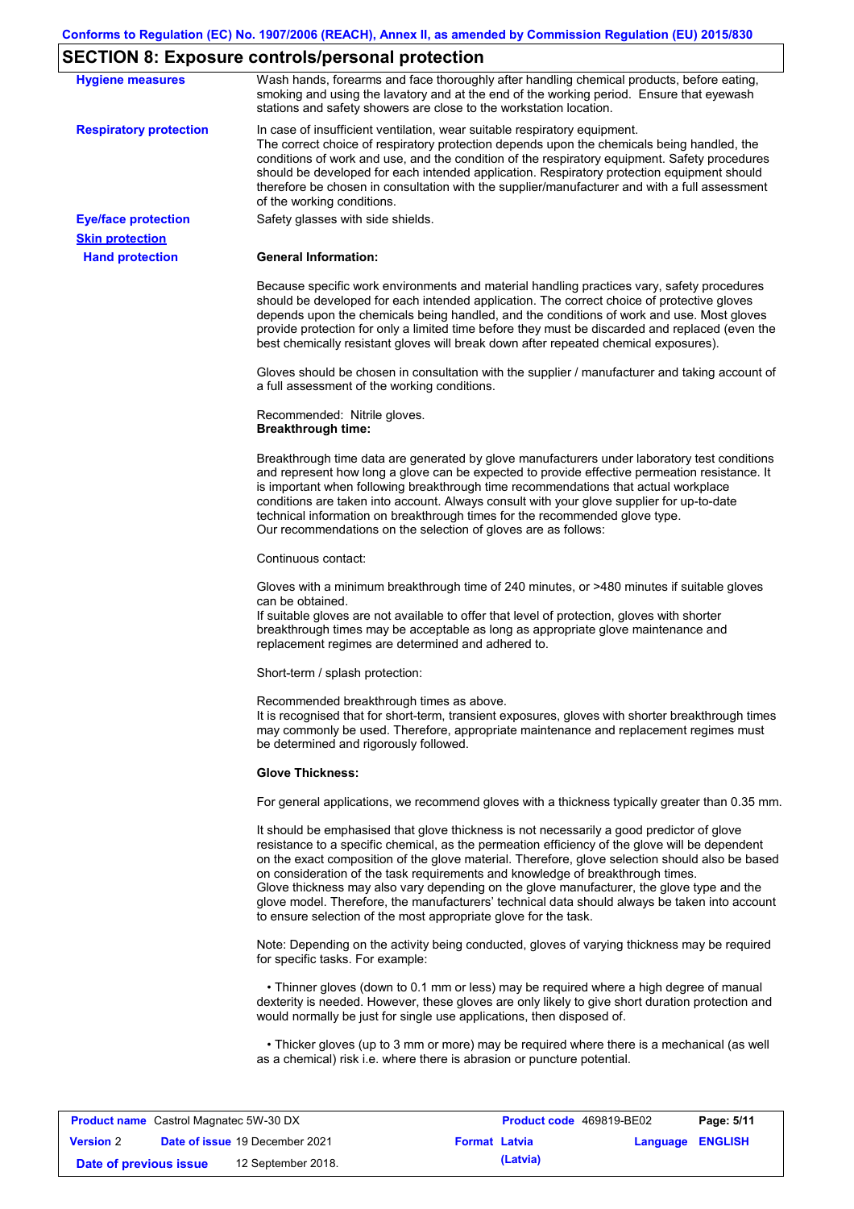## SECTION 8: Exposure controls/personal protection

**Hygiene measures**

Wash hands, forearms and face thoroughly after handling chemical products, before eating, smoking and using the lavatory and at the end of the working period. Ensure that eyewash stations and safety showers are close to the workstation location.

**Respiratory protection**

In case of insufficient ventilation, wear suitable respiratory equipment.
The correct choice of respiratory protection depends upon the chemicals being handled, the conditions of work and use, and the condition of the respiratory equipment. Safety procedures should be developed for each intended application. Respiratory protection equipment should therefore be chosen in consultation with the supplier/manufacturer and with a full assessment of the working conditions.

**Eye/face protection**

Safety glasses with side shields.

**Skin protection**

**Hand protection**

**General Information:**

Because specific work environments and material handling practices vary, safety procedures should be developed for each intended application. The correct choice of protective gloves depends upon the chemicals being handled, and the conditions of work and use. Most gloves provide protection for only a limited time before they must be discarded and replaced (even the best chemically resistant gloves will break down after repeated chemical exposures).

Gloves should be chosen in consultation with the supplier / manufacturer and taking account of a full assessment of the working conditions.

Recommended: Nitrile gloves.
**Breakthrough time:**

Breakthrough time data are generated by glove manufacturers under laboratory test conditions and represent how long a glove can be expected to provide effective permeation resistance. It is important when following breakthrough time recommendations that actual workplace conditions are taken into account. Always consult with your glove supplier for up-to-date technical information on breakthrough times for the recommended glove type.
Our recommendations on the selection of gloves are as follows:

Continuous contact:

Gloves with a minimum breakthrough time of 240 minutes, or >480 minutes if suitable gloves can be obtained.
If suitable gloves are not available to offer that level of protection, gloves with shorter breakthrough times may be acceptable as long as appropriate glove maintenance and replacement regimes are determined and adhered to.

Short-term / splash protection:

Recommended breakthrough times as above.
It is recognised that for short-term, transient exposures, gloves with shorter breakthrough times may commonly be used. Therefore, appropriate maintenance and replacement regimes must be determined and rigorously followed.

**Glove Thickness:**

For general applications, we recommend gloves with a thickness typically greater than 0.35 mm.

It should be emphasised that glove thickness is not necessarily a good predictor of glove resistance to a specific chemical, as the permeation efficiency of the glove will be dependent on the exact composition of the glove material. Therefore, glove selection should also be based on consideration of the task requirements and knowledge of breakthrough times.
Glove thickness may also vary depending on the glove manufacturer, the glove type and the glove model. Therefore, the manufacturers' technical data should always be taken into account to ensure selection of the most appropriate glove for the task.

Note: Depending on the activity being conducted, gloves of varying thickness may be required for specific tasks. For example:

- Thinner gloves (down to 0.1 mm or less) may be required where a high degree of manual dexterity is needed. However, these gloves are only likely to give short duration protection and would normally be just for single use applications, then disposed of.

- Thicker gloves (up to 3 mm or more) may be required where there is a mechanical (as well as a chemical) risk i.e. where there is abrasion or puncture potential.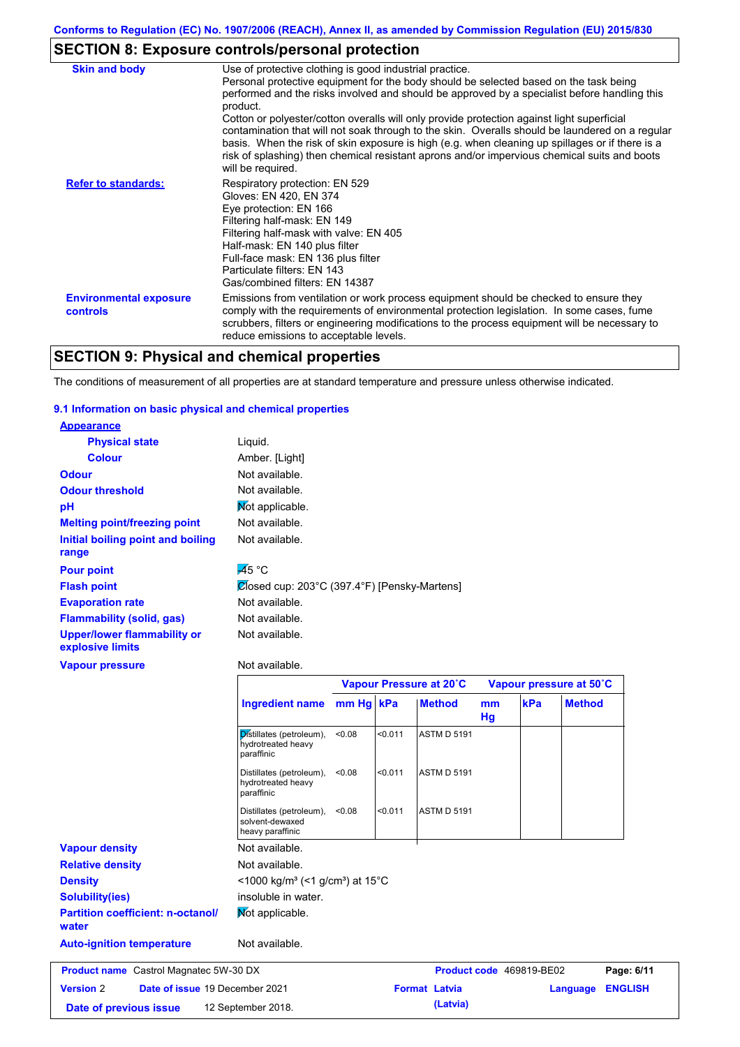Conforms to Regulation (EC) No. 1907/2006 (REACH), Annex II, as amended by Commission Regulation (EU) 2015/830

## SECTION 8: Exposure controls/personal protection

**Skin and body**

Use of protective clothing is good industrial practice.
Personal protective equipment for the body should be selected based on the task being performed and the risks involved and should be approved by a specialist before handling this product.
Cotton or polyester/cotton overalls will only provide protection against light superficial contamination that will not soak through to the skin. Overalls should be laundered on a regular basis. When the risk of skin exposure is high (e.g. when cleaning up spillages or if there is a risk of splashing) then chemical resistant aprons and/or impervious chemical suits and boots will be required.

**Refer to standards:**

Respiratory protection: EN 529
Gloves: EN 420, EN 374
Eye protection: EN 166
Filtering half-mask: EN 149
Filtering half-mask with valve: EN 405
Half-mask: EN 140 plus filter
Full-face mask: EN 136 plus filter
Particulate filters: EN 143
Gas/combined filters: EN 14387

**Environmental exposure controls**

Emissions from ventilation or work process equipment should be checked to ensure they comply with the requirements of environmental protection legislation. In some cases, fume scrubbers, filters or engineering modifications to the process equipment will be necessary to reduce emissions to acceptable levels.

## SECTION 9: Physical and chemical properties

The conditions of measurement of all properties are at standard temperature and pressure unless otherwise indicated.

### 9.1 Information on basic physical and chemical properties

**Appearance**

| | |
|---|---|
| **Physical state** | Liquid. |
| **Colour** | Amber. [Light] |
| **Odour** | Not available. |
| **Odour threshold** | Not available. |
| **pH** | Not applicable. |
| **Melting point/freezing point** | Not available. |
| **Initial boiling point and boiling range** | Not available. |
| **Pour point** | -45 °C |
| **Flash point** | Closed cup: 203°C (397.4°F) [Pensky-Martens] |
| **Evaporation rate** | Not available. |
| **Flammability (solid, gas)** | Not available. |
| **Upper/lower flammability or explosive limits** | Not available. |
| **Vapour pressure** | Not available. |

| | Vapour Pressure at 20˚C | | | Vapour pressure at 50˚C | | |
|---|---|---|---|---|---|---|
| **Ingredient name** | **mm Hg** | **kPa** | **Method** | **mm Hg** | **kPa** | **Method** |
| Distillates (petroleum), hydrotreated heavy paraffinic | <0.08 | <0.011 | ASTM D 5191 | | | |
| Distillates (petroleum), hydrotreated heavy paraffinic | <0.08 | <0.011 | ASTM D 5191 | | | |
| Distillates (petroleum), solvent-dewaxed heavy paraffinic | <0.08 | <0.011 | ASTM D 5191 | | | |

| | |
|---|---|
| **Vapour density** | Not available. |
| **Relative density** | Not available. |
| **Density** | <1000 kg/m³ (<1 g/cm³) at 15°C |
| **Solubility(ies)** | insoluble in water. |
| **Partition coefficient: n-octanol/water** | Not applicable. |
| **Auto-ignition temperature** | Not available. |

**Product name** Castrol Magnatec 5W-30 DX **Product code** 469819-BE02
**Version** 2 **Date of issue** 19 December 2021 **Format** Latvia (Latvia) **Language** ENGLISH
**Date of previous issue** 12 September 2018.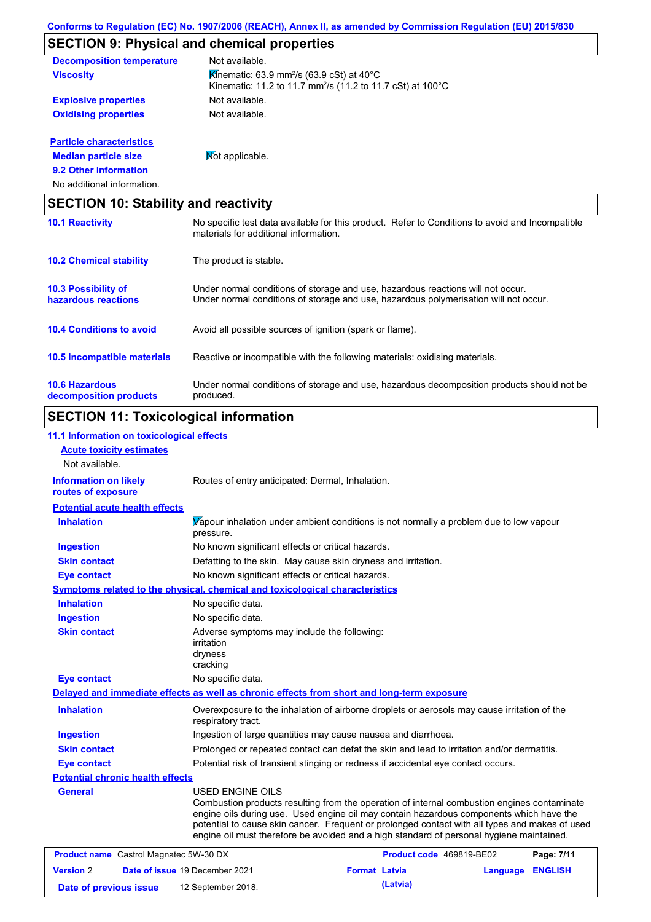## SECTION 9: Physical and chemical properties

| | |
|---|---|
| **Decomposition temperature** | Not available. |
| **Viscosity** | Kinematic: 63.9 mm²/s (63.9 cSt) at 40°C<br>Kinematic: 11.2 to 11.7 mm²/s (11.2 to 11.7 cSt) at 100°C |
| **Explosive properties** | Not available. |
| **Oxidising properties** | Not available. |

**Particle characteristics**

| | |
|---|---|
| **Median particle size** | Not applicable. |

**9.2 Other information**

No additional information.

## SECTION 10: Stability and reactivity

| | |
|---|---|
| **10.1 Reactivity** | No specific test data available for this product. Refer to Conditions to avoid and Incompatible materials for additional information. |
| **10.2 Chemical stability** | The product is stable. |
| **10.3 Possibility of hazardous reactions** | Under normal conditions of storage and use, hazardous reactions will not occur.<br>Under normal conditions of storage and use, hazardous polymerisation will not occur. |
| **10.4 Conditions to avoid** | Avoid all possible sources of ignition (spark or flame). |
| **10.5 Incompatible materials** | Reactive or incompatible with the following materials: oxidising materials. |
| **10.6 Hazardous decomposition products** | Under normal conditions of storage and use, hazardous decomposition products should not be produced. |

## SECTION 11: Toxicological information

**11.1 Information on toxicological effects**

**Acute toxicity estimates**

Not available.

| | |
|---|---|
| **Information on likely routes of exposure** | Routes of entry anticipated: Dermal, Inhalation. |

**Potential acute health effects**

| | |
|---|---|
| **Inhalation** | Vapour inhalation under ambient conditions is not normally a problem due to low vapour pressure. |
| **Ingestion** | No known significant effects or critical hazards. |
| **Skin contact** | Defatting to the skin. May cause skin dryness and irritation. |
| **Eye contact** | No known significant effects or critical hazards. |

**Symptoms related to the physical, chemical and toxicological characteristics**

| | |
|---|---|
| **Inhalation** | No specific data. |
| **Ingestion** | No specific data. |
| **Skin contact** | Adverse symptoms may include the following:<br>irritation<br>dryness<br>cracking |
| **Eye contact** | No specific data. |

**Delayed and immediate effects as well as chronic effects from short and long-term exposure**

| | |
|---|---|
| **Inhalation** | Overexposure to the inhalation of airborne droplets or aerosols may cause irritation of the respiratory tract. |
| **Ingestion** | Ingestion of large quantities may cause nausea and diarrhoea. |
| **Skin contact** | Prolonged or repeated contact can defat the skin and lead to irritation and/or dermatitis. |
| **Eye contact** | Potential risk of transient stinging or redness if accidental eye contact occurs. |

**Potential chronic health effects**

| | |
|---|---|
| **General** | USED ENGINE OILS<br>Combustion products resulting from the operation of internal combustion engines contaminate engine oils during use. Used engine oil may contain hazardous components which have the potential to cause skin cancer. Frequent or prolonged contact with all types and makes of used engine oil must therefore be avoided and a high standard of personal hygiene maintained. |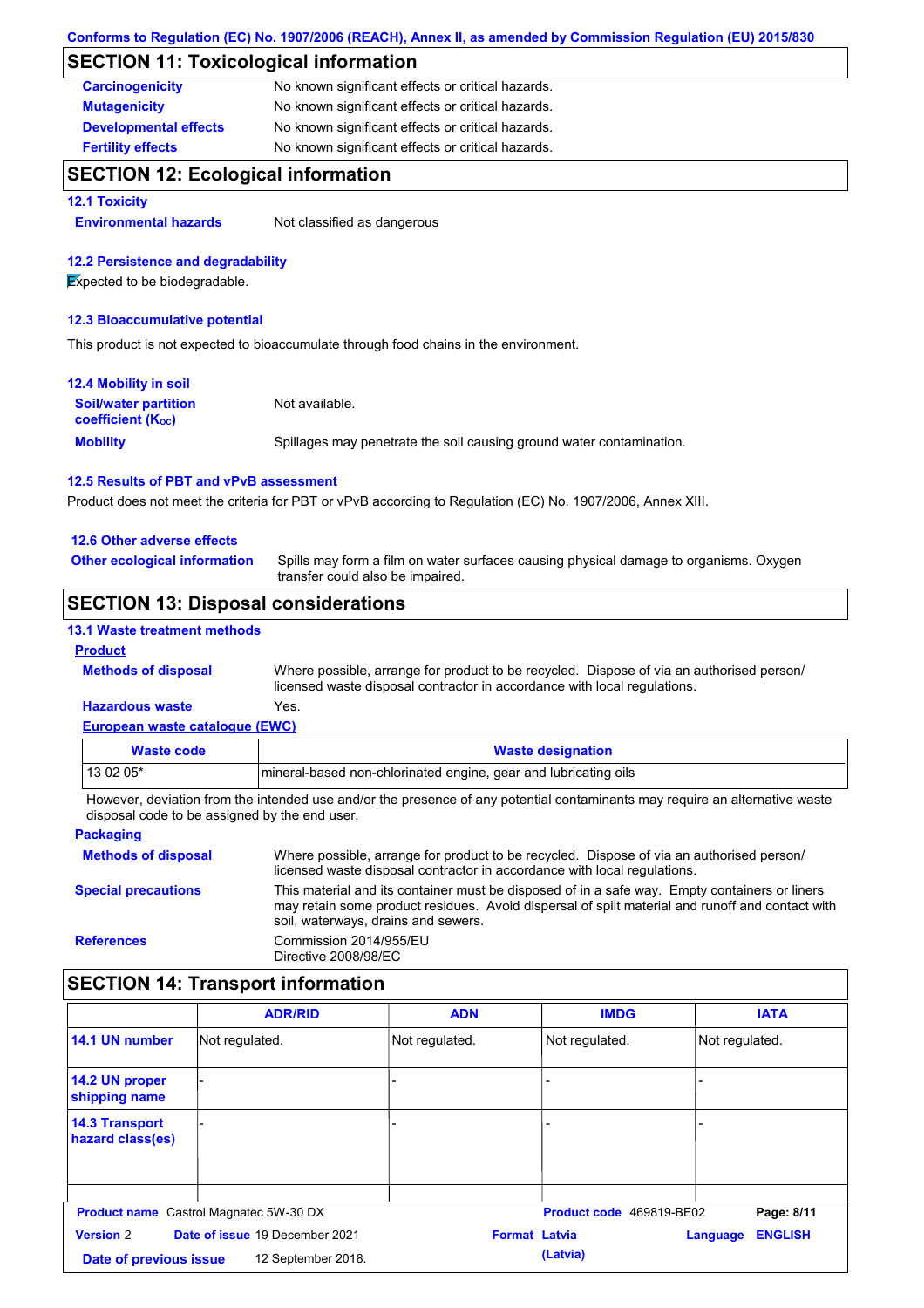Conforms to Regulation (EC) No. 1907/2006 (REACH), Annex II, as amended by Commission Regulation (EU) 2015/830

## SECTION 11: Toxicological information

**Carcinogenicity** No known significant effects or critical hazards.

**Mutagenicity** No known significant effects or critical hazards.

**Developmental effects** No known significant effects or critical hazards.

**Fertility effects** No known significant effects or critical hazards.

## SECTION 12: Ecological information

### 12.1 Toxicity

**Environmental hazards** Not classified as dangerous

### 12.2 Persistence and degradability

Expected to be biodegradable.

### 12.3 Bioaccumulative potential

This product is not expected to bioaccumulate through food chains in the environment.

### 12.4 Mobility in soil

**Soil/water partition coefficient ($K_{OC}$)** Not available.

**Mobility** Spillages may penetrate the soil causing ground water contamination.

### 12.5 Results of PBT and vPvB assessment

Product does not meet the criteria for PBT or vPvB according to Regulation (EC) No. 1907/2006, Annex XIII.

### 12.6 Other adverse effects

**Other ecological information** Spills may form a film on water surfaces causing physical damage to organisms. Oxygen transfer could also be impaired.

## SECTION 13: Disposal considerations

### 13.1 Waste treatment methods

**Product**

**Methods of disposal** Where possible, arrange for product to be recycled. Dispose of via an authorised person/ licensed waste disposal contractor in accordance with local regulations.

**Hazardous waste** Yes.

**European waste catalogue (EWC)**

| Waste code | Waste designation |
|---|---|
| 13 02 05* | mineral-based non-chlorinated engine, gear and lubricating oils |

However, deviation from the intended use and/or the presence of any potential contaminants may require an alternative waste disposal code to be assigned by the end user.

**Packaging**

**Methods of disposal** Where possible, arrange for product to be recycled. Dispose of via an authorised person/ licensed waste disposal contractor in accordance with local regulations.

**Special precautions** This material and its container must be disposed of in a safe way. Empty containers or liners may retain some product residues. Avoid dispersal of spilt material and runoff and contact with soil, waterways, drains and sewers.

**References** Commission 2014/955/EU
Directive 2008/98/EC

## SECTION 14: Transport information

| | ADR/RID | ADN | IMDG | IATA |
|---|---|---|---|---|
| 14.1 UN number | Not regulated. | Not regulated. | Not regulated. | Not regulated. |
| 14.2 UN proper shipping name | - | - | - | - |
| 14.3 Transport hazard class(es) | - | - | - | - |

**Product name** Castrol Magnatec 5W-30 DX **Product code** 469819-BE02
**Version** 2 **Date of issue** 19 December 2021 **Format** Latvia (Latvia) **Language** ENGLISH
**Date of previous issue** 12 September 2018.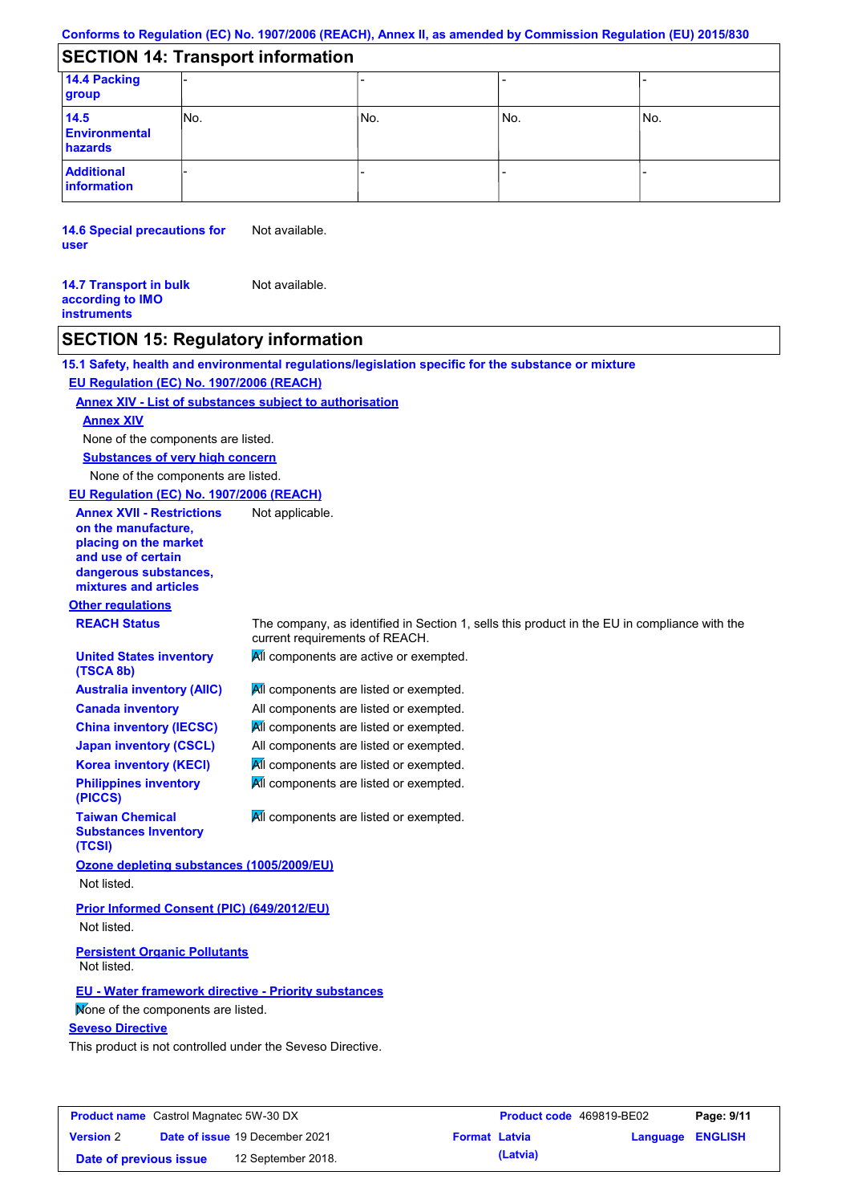## SECTION 14: Transport information

| | | | | |
|---|---|---|---|---|
| **14.4 Packing group** | - | - | - | - |
| **14.5 Environmental hazards** | No. | No. | No. | No. |
| **Additional information** | - | - | - | - |

**14.6 Special precautions for user** Not available.

**14.7 Transport in bulk according to IMO instruments** Not available.

## SECTION 15: Regulatory information

**15.1 Safety, health and environmental regulations/legislation specific for the substance or mixture**

**EU Regulation (EC) No. 1907/2006 (REACH)**

**Annex XIV - List of substances subject to authorisation**

**Annex XIV**

None of the components are listed.

**Substances of very high concern**

None of the components are listed.

**EU Regulation (EC) No. 1907/2006 (REACH)**

**Annex XVII - Restrictions on the manufacture, placing on the market and use of certain dangerous substances, mixtures and articles** Not applicable.

**Other regulations**

**REACH Status** The company, as identified in Section 1, sells this product in the EU in compliance with the current requirements of REACH.

**United States inventory (TSCA 8b)** All components are active or exempted.

**Australia inventory (AIIC)** All components are listed or exempted.

**Canada inventory** All components are listed or exempted.

**China inventory (IECSC)** All components are listed or exempted.

**Japan inventory (CSCL)** All components are listed or exempted.

**Korea inventory (KECI)** All components are listed or exempted.

**Philippines inventory (PICCS)** All components are listed or exempted.

**Taiwan Chemical Substances Inventory (TCSI)** All components are listed or exempted.

**Ozone depleting substances (1005/2009/EU)**

Not listed.

**Prior Informed Consent (PIC) (649/2012/EU)**

Not listed.

**Persistent Organic Pollutants**

Not listed.

**EU - Water framework directive - Priority substances**

None of the components are listed.

**Seveso Directive**

This product is not controlled under the Seveso Directive.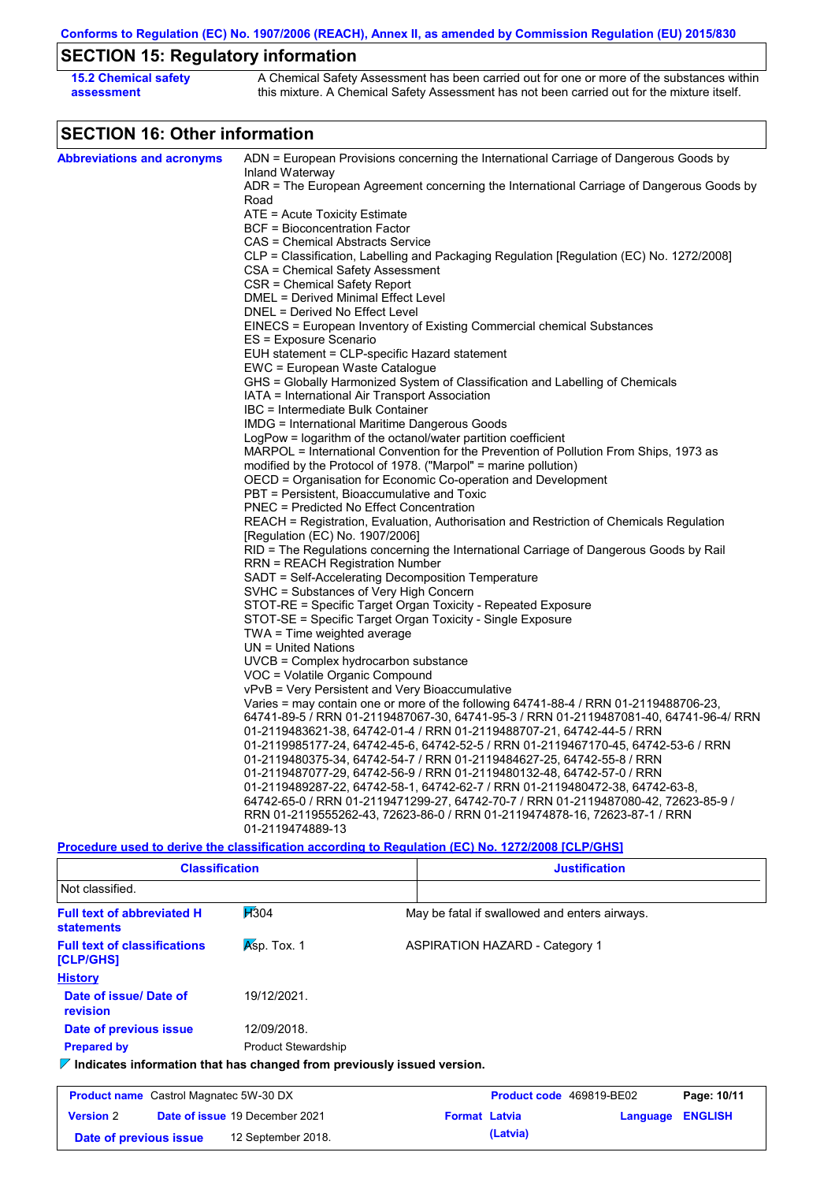## SECTION 15: Regulatory information

**15.2 Chemical safety assessment**

A Chemical Safety Assessment has been carried out for one or more of the substances within this mixture. A Chemical Safety Assessment has not been carried out for the mixture itself.

## SECTION 16: Other information

**Abbreviations and acronyms**

ADN = European Provisions concerning the International Carriage of Dangerous Goods by Inland Waterway
ADR = The European Agreement concerning the International Carriage of Dangerous Goods by Road
ATE = Acute Toxicity Estimate
BCF = Bioconcentration Factor
CAS = Chemical Abstracts Service
CLP = Classification, Labelling and Packaging Regulation [Regulation (EC) No. 1272/2008]
CSA = Chemical Safety Assessment
CSR = Chemical Safety Report
DMEL = Derived Minimal Effect Level
DNEL = Derived No Effect Level
EINECS = European Inventory of Existing Commercial chemical Substances
ES = Exposure Scenario
EUH statement = CLP-specific Hazard statement
EWC = European Waste Catalogue
GHS = Globally Harmonized System of Classification and Labelling of Chemicals
IATA = International Air Transport Association
IBC = Intermediate Bulk Container
IMDG = International Maritime Dangerous Goods
LogPow = logarithm of the octanol/water partition coefficient
MARPOL = International Convention for the Prevention of Pollution From Ships, 1973 as modified by the Protocol of 1978. ("Marpol" = marine pollution)
OECD = Organisation for Economic Co-operation and Development
PBT = Persistent, Bioaccumulative and Toxic
PNEC = Predicted No Effect Concentration
REACH = Registration, Evaluation, Authorisation and Restriction of Chemicals Regulation [Regulation (EC) No. 1907/2006]
RID = The Regulations concerning the International Carriage of Dangerous Goods by Rail
RRN = REACH Registration Number
SADT = Self-Accelerating Decomposition Temperature
SVHC = Substances of Very High Concern
STOT-RE = Specific Target Organ Toxicity - Repeated Exposure
STOT-SE = Specific Target Organ Toxicity - Single Exposure
TWA = Time weighted average
UN = United Nations
UVCB = Complex hydrocarbon substance
VOC = Volatile Organic Compound
vPvB = Very Persistent and Very Bioaccumulative
Varies = may contain one or more of the following 64741-88-4 / RRN 01-2119488706-23, 64741-89-5 / RRN 01-2119487067-30, 64741-95-3 / RRN 01-2119487081-40, 64741-96-4/ RRN 01-2119483621-38, 64742-01-4 / RRN 01-2119488707-21, 64742-44-5 / RRN 01-2119985177-24, 64742-45-6, 64742-52-5 / RRN 01-2119467170-45, 64742-53-6 / RRN 01-2119480375-34, 64742-54-7 / RRN 01-2119484627-25, 64742-55-8 / RRN 01-2119487077-29, 64742-56-9 / RRN 01-2119480132-48, 64742-57-0 / RRN 01-2119489287-22, 64742-58-1, 64742-62-7 / RRN 01-2119480472-38, 64742-63-8, 64742-65-0 / RRN 01-2119471299-27, 64742-70-7 / RRN 01-2119487080-42, 72623-85-9 / RRN 01-2119555262-43, 72623-86-0 / RRN 01-2119474878-16, 72623-87-1 / RRN 01-2119474889-13

**Procedure used to derive the classification according to Regulation (EC) No. 1272/2008 [CLP/GHS]**

| Classification | Justification |
|---|---|
| Not classified. | |

**Full text of abbreviated H statements**

| | |
|---|---|
| H304 | May be fatal if swallowed and enters airways. |

**Full text of classifications [CLP/GHS]**

| | |
|---|---|
| Asp. Tox. 1 | ASPIRATION HAZARD - Category 1 |

**History**

**Date of issue/ Date of revision** 19/12/2021.

**Date of previous issue** 12/09/2018.

**Prepared by** Product Stewardship

**Indicates information that has changed from previously issued version.**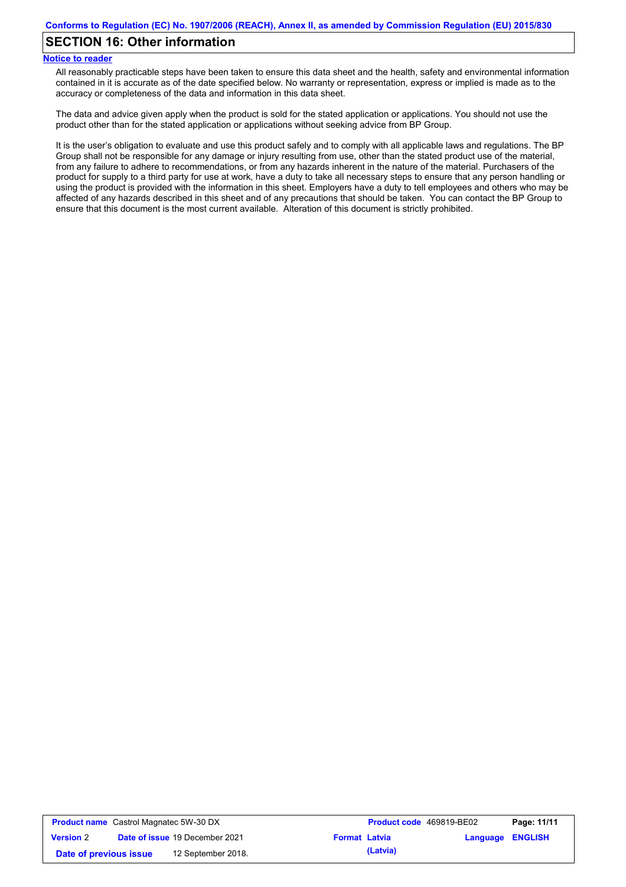## SECTION 16: Other information

**Notice to reader**

All reasonably practicable steps have been taken to ensure this data sheet and the health, safety and environmental information contained in it is accurate as of the date specified below. No warranty or representation, express or implied is made as to the accuracy or completeness of the data and information in this data sheet.

The data and advice given apply when the product is sold for the stated application or applications. You should not use the product other than for the stated application or applications without seeking advice from BP Group.

It is the user's obligation to evaluate and use this product safely and to comply with all applicable laws and regulations. The BP Group shall not be responsible for any damage or injury resulting from use, other than the stated product use of the material, from any failure to adhere to recommendations, or from any hazards inherent in the nature of the material. Purchasers of the product for supply to a third party for use at work, have a duty to take all necessary steps to ensure that any person handling or using the product is provided with the information in this sheet. Employers have a duty to tell employees and others who may be affected of any hazards described in this sheet and of any precautions that should be taken. You can contact the BP Group to ensure that this document is the most current available. Alteration of this document is strictly prohibited.